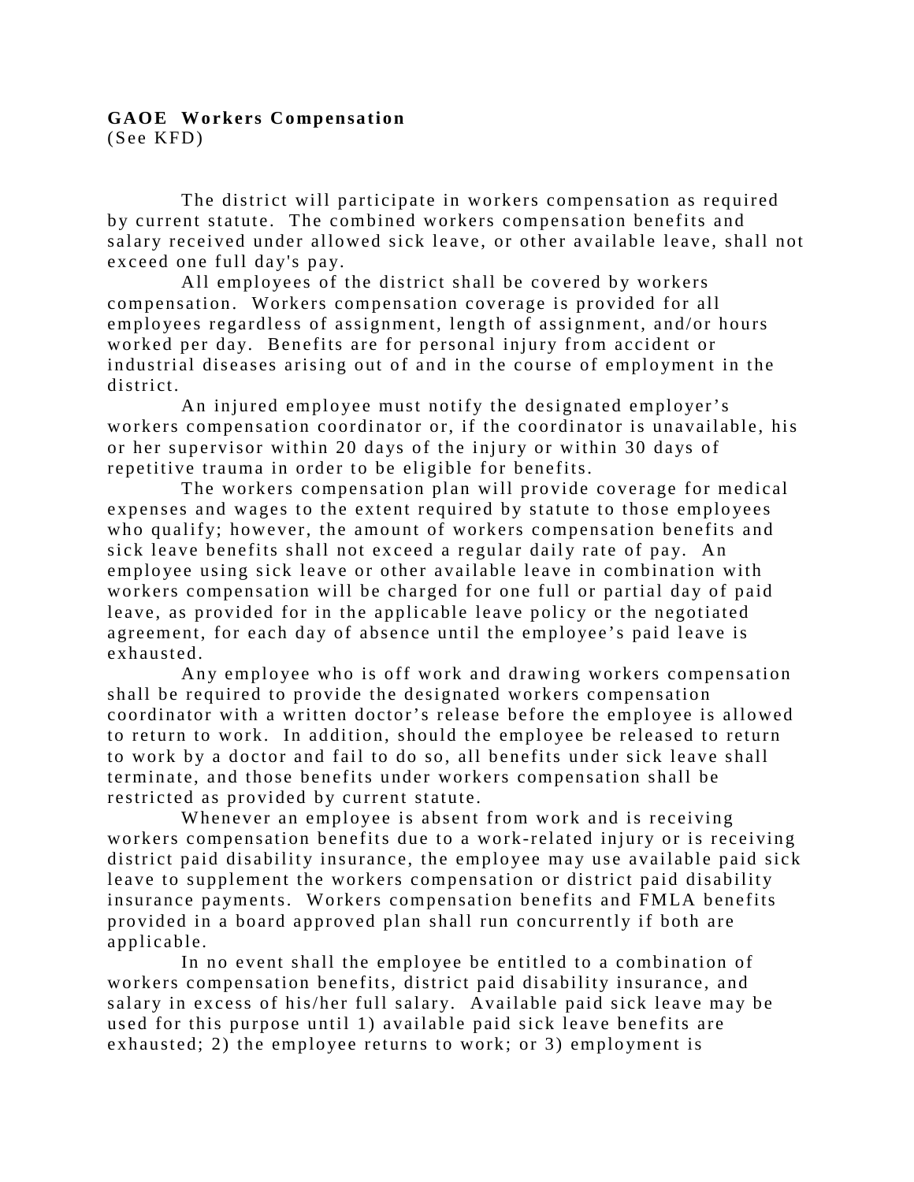**GAOE Workers Compensation**
(See KFD)

The district will participate in workers compensation as required by current statute. The combined workers compensation benefits and salary received under allowed sick leave, or other available leave, shall not exceed one full day's pay.

All employees of the district shall be covered by workers compensation. Workers compensation coverage is provided for all employees regardless of assignment, length of assignment, and/or hours worked per day. Benefits are for personal injury from accident or industrial diseases arising out of and in the course of employment in the district.

An injured employee must notify the designated employer's workers compensation coordinator or, if the coordinator is unavailable, his or her supervisor within 20 days of the injury or within 30 days of repetitive trauma in order to be eligible for benefits.

The workers compensation plan will provide coverage for medical expenses and wages to the extent required by statute to those employees who qualify; however, the amount of workers compensation benefits and sick leave benefits shall not exceed a regular daily rate of pay. An employee using sick leave or other available leave in combination with workers compensation will be charged for one full or partial day of paid leave, as provided for in the applicable leave policy or the negotiated agreement, for each day of absence until the employee's paid leave is exhausted.

Any employee who is off work and drawing workers compensation shall be required to provide the designated workers compensation coordinator with a written doctor's release before the employee is allowed to return to work. In addition, should the employee be released to return to work by a doctor and fail to do so, all benefits under sick leave shall terminate, and those benefits under workers compensation shall be restricted as provided by current statute.

Whenever an employee is absent from work and is receiving workers compensation benefits due to a work-related injury or is receiving district paid disability insurance, the employee may use available paid sick leave to supplement the workers compensation or district paid disability insurance payments. Workers compensation benefits and FMLA benefits provided in a board approved plan shall run concurrently if both are applicable.

In no event shall the employee be entitled to a combination of workers compensation benefits, district paid disability insurance, and salary in excess of his/her full salary. Available paid sick leave may be used for this purpose until 1) available paid sick leave benefits are exhausted; 2) the employee returns to work; or 3) employment is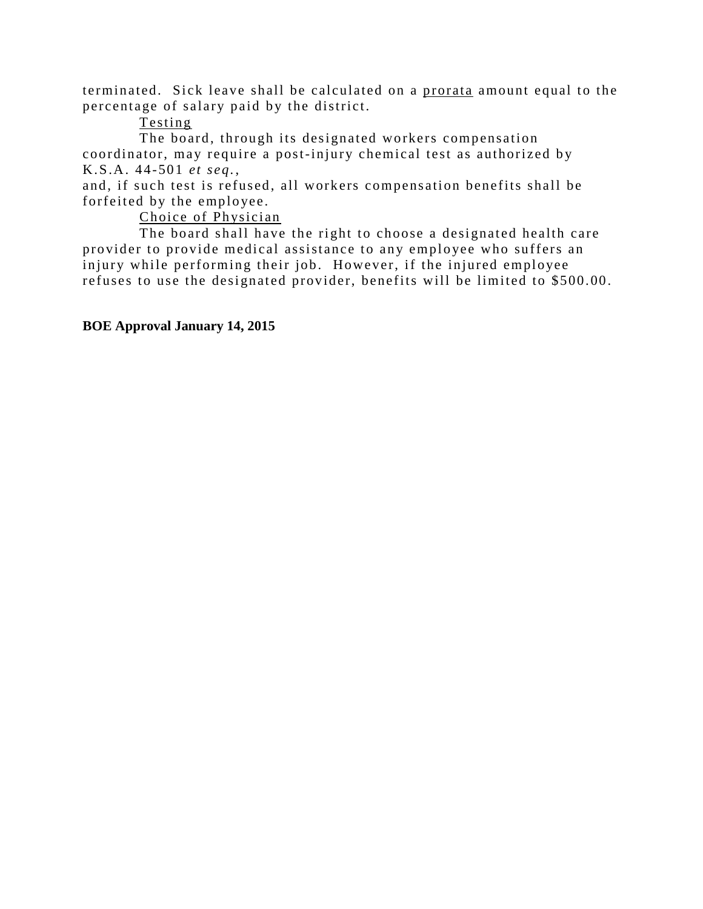terminated. Sick leave shall be calculated on a <u>prorata</u> amount equal to the percentage of salary paid by the district.

<u>Testing</u>

The board, through its designated workers compensation coordinator, may require a post-injury chemical test as authorized by K.S.A. 44-501 *et seq.*, and, if such test is refused, all workers compensation benefits shall be forfeited by the employee.

<u>Choice of Physician</u>

The board shall have the right to choose a designated health care provider to provide medical assistance to any employee who suffers an injury while performing their job. However, if the injured employee refuses to use the designated provider, benefits will be limited to $500.00.

**BOE Approval January 14, 2015**